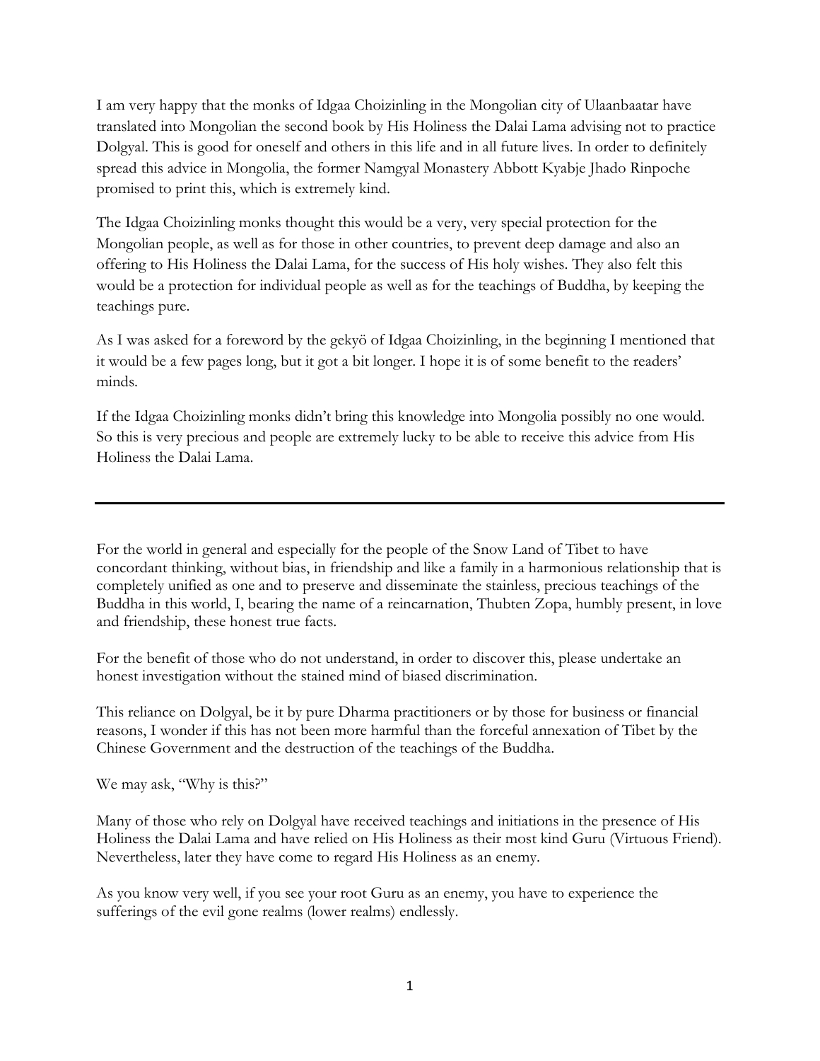I am very happy that the monks of Idgaa Choizinling in the Mongolian city of Ulaanbaatar have translated into Mongolian the second book by His Holiness the Dalai Lama advising not to practice Dolgyal. This is good for oneself and others in this life and in all future lives. In order to definitely spread this advice in Mongolia, the former Namgyal Monastery Abbott Kyabje Jhado Rinpoche promised to print this, which is extremely kind.

The Idgaa Choizinling monks thought this would be a very, very special protection for the Mongolian people, as well as for those in other countries, to prevent deep damage and also an offering to His Holiness the Dalai Lama, for the success of His holy wishes. They also felt this would be a protection for individual people as well as for the teachings of Buddha, by keeping the teachings pure.

As I was asked for a foreword by the gekyö of Idgaa Choizinling, in the beginning I mentioned that it would be a few pages long, but it got a bit longer. I hope it is of some benefit to the readers' minds.

If the Idgaa Choizinling monks didn't bring this knowledge into Mongolia possibly no one would. So this is very precious and people are extremely lucky to be able to receive this advice from His Holiness the Dalai Lama.

---

For the world in general and especially for the people of the Snow Land of Tibet to have concordant thinking, without bias, in friendship and like a family in a harmonious relationship that is completely unified as one and to preserve and disseminate the stainless, precious teachings of the Buddha in this world, I, bearing the name of a reincarnation, Thubten Zopa, humbly present, in love and friendship, these honest true facts.

For the benefit of those who do not understand, in order to discover this, please undertake an honest investigation without the stained mind of biased discrimination.

This reliance on Dolgyal, be it by pure Dharma practitioners or by those for business or financial reasons, I wonder if this has not been more harmful than the forceful annexation of Tibet by the Chinese Government and the destruction of the teachings of the Buddha.

We may ask, "Why is this?"

Many of those who rely on Dolgyal have received teachings and initiations in the presence of His Holiness the Dalai Lama and have relied on His Holiness as their most kind Guru (Virtuous Friend). Nevertheless, later they have come to regard His Holiness as an enemy.

As you know very well, if you see your root Guru as an enemy, you have to experience the sufferings of the evil gone realms (lower realms) endlessly.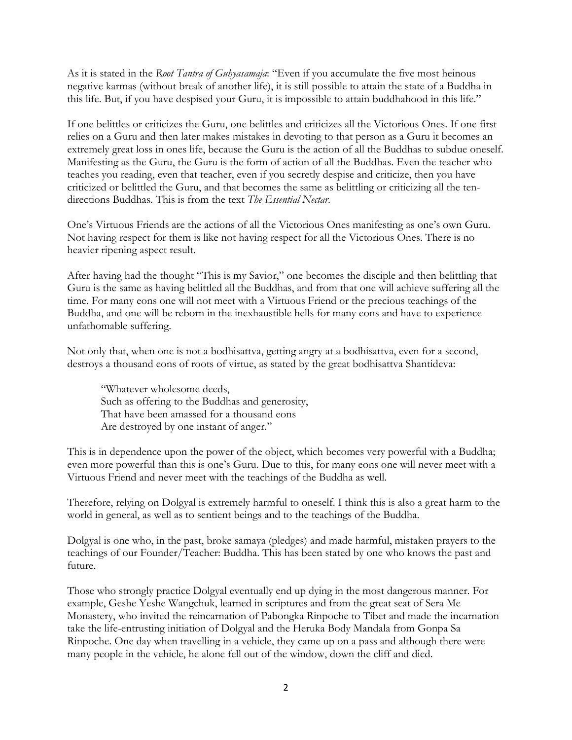As it is stated in the *Root Tantra of Guhyasamaja*: "Even if you accumulate the five most heinous negative karmas (without break of another life), it is still possible to attain the state of a Buddha in this life. But, if you have despised your Guru, it is impossible to attain buddhahood in this life."

If one belittles or criticizes the Guru, one belittles and criticizes all the Victorious Ones. If one first relies on a Guru and then later makes mistakes in devoting to that person as a Guru it becomes an extremely great loss in ones life, because the Guru is the action of all the Buddhas to subdue oneself. Manifesting as the Guru, the Guru is the form of action of all the Buddhas. Even the teacher who teaches you reading, even that teacher, even if you secretly despise and criticize, then you have criticized or belittled the Guru, and that becomes the same as belittling or criticizing all the ten-directions Buddhas. This is from the text *The Essential Nectar*.

One's Virtuous Friends are the actions of all the Victorious Ones manifesting as one's own Guru. Not having respect for them is like not having respect for all the Victorious Ones. There is no heavier ripening aspect result.

After having had the thought "This is my Savior," one becomes the disciple and then belittling that Guru is the same as having belittled all the Buddhas, and from that one will achieve suffering all the time. For many eons one will not meet with a Virtuous Friend or the precious teachings of the Buddha, and one will be reborn in the inexhaustible hells for many eons and have to experience unfathomable suffering.

Not only that, when one is not a bodhisattva, getting angry at a bodhisattva, even for a second, destroys a thousand eons of roots of virtue, as stated by the great bodhisattva Shantideva:

> "Whatever wholesome deeds,
> Such as offering to the Buddhas and generosity,
> That have been amassed for a thousand eons
> Are destroyed by one instant of anger."

This is in dependence upon the power of the object, which becomes very powerful with a Buddha; even more powerful than this is one's Guru. Due to this, for many eons one will never meet with a Virtuous Friend and never meet with the teachings of the Buddha as well.

Therefore, relying on Dolgyal is extremely harmful to oneself. I think this is also a great harm to the world in general, as well as to sentient beings and to the teachings of the Buddha.

Dolgyal is one who, in the past, broke samaya (pledges) and made harmful, mistaken prayers to the teachings of our Founder/Teacher: Buddha. This has been stated by one who knows the past and future.

Those who strongly practice Dolgyal eventually end up dying in the most dangerous manner. For example, Geshe Yeshe Wangchuk, learned in scriptures and from the great seat of Sera Me Monastery, who invited the reincarnation of Pabongka Rinpoche to Tibet and made the incarnation take the life-entrusting initiation of Dolgyal and the Heruka Body Mandala from Gonpa Sa Rinpoche. One day when travelling in a vehicle, they came up on a pass and although there were many people in the vehicle, he alone fell out of the window, down the cliff and died.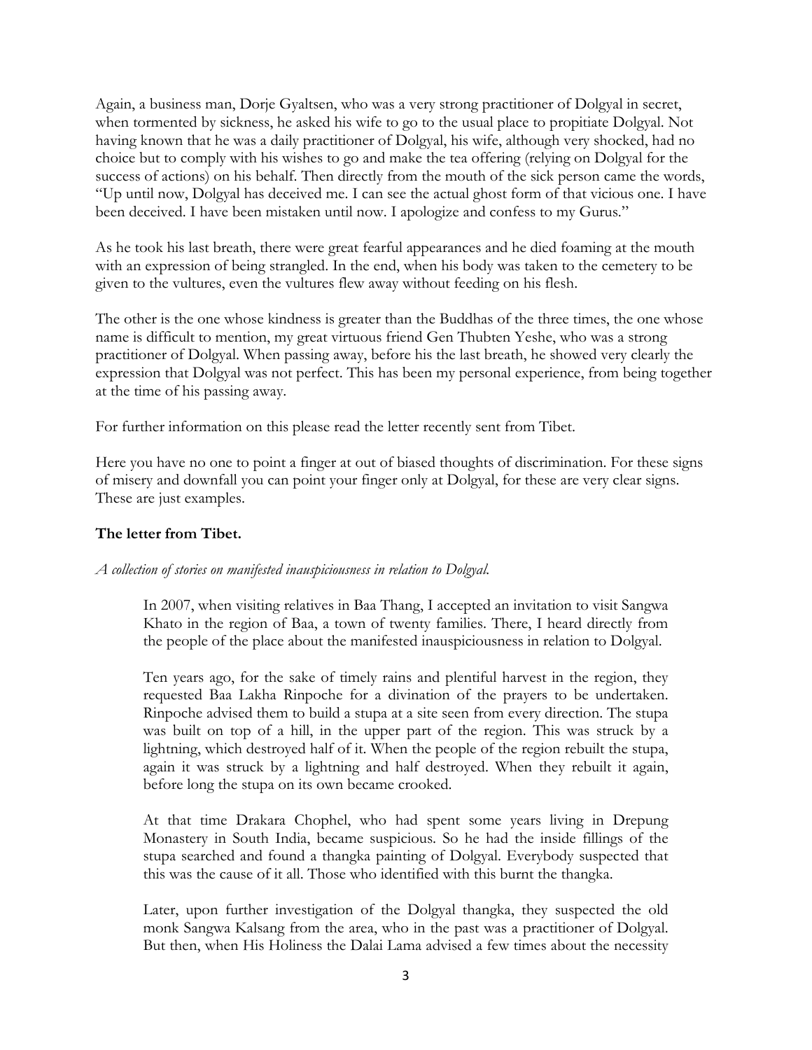Again, a business man, Dorje Gyaltsen, who was a very strong practitioner of Dolgyal in secret, when tormented by sickness, he asked his wife to go to the usual place to propitiate Dolgyal. Not having known that he was a daily practitioner of Dolgyal, his wife, although very shocked, had no choice but to comply with his wishes to go and make the tea offering (relying on Dolgyal for the success of actions) on his behalf. Then directly from the mouth of the sick person came the words, "Up until now, Dolgyal has deceived me. I can see the actual ghost form of that vicious one. I have been deceived. I have been mistaken until now. I apologize and confess to my Gurus."

As he took his last breath, there were great fearful appearances and he died foaming at the mouth with an expression of being strangled. In the end, when his body was taken to the cemetery to be given to the vultures, even the vultures flew away without feeding on his flesh.

The other is the one whose kindness is greater than the Buddhas of the three times, the one whose name is difficult to mention, my great virtuous friend Gen Thubten Yeshe, who was a strong practitioner of Dolgyal. When passing away, before his the last breath, he showed very clearly the expression that Dolgyal was not perfect. This has been my personal experience, from being together at the time of his passing away.

For further information on this please read the letter recently sent from Tibet.

Here you have no one to point a finger at out of biased thoughts of discrimination. For these signs of misery and downfall you can point your finger only at Dolgyal, for these are very clear signs. These are just examples.

**The letter from Tibet.**

*A collection of stories on manifested inauspiciousness in relation to Dolgyal.*

> In 2007, when visiting relatives in Baa Thang, I accepted an invitation to visit Sangwa Khato in the region of Baa, a town of twenty families. There, I heard directly from the people of the place about the manifested inauspiciousness in relation to Dolgyal.
>
> Ten years ago, for the sake of timely rains and plentiful harvest in the region, they requested Baa Lakha Rinpoche for a divination of the prayers to be undertaken. Rinpoche advised them to build a stupa at a site seen from every direction. The stupa was built on top of a hill, in the upper part of the region. This was struck by a lightning, which destroyed half of it. When the people of the region rebuilt the stupa, again it was struck by a lightning and half destroyed. When they rebuilt it again, before long the stupa on its own became crooked.
>
> At that time Drakara Chophel, who had spent some years living in Drepung Monastery in South India, became suspicious. So he had the inside fillings of the stupa searched and found a thangka painting of Dolgyal. Everybody suspected that this was the cause of it all. Those who identified with this burnt the thangka.
>
> Later, upon further investigation of the Dolgyal thangka, they suspected the old monk Sangwa Kalsang from the area, who in the past was a practitioner of Dolgyal. But then, when His Holiness the Dalai Lama advised a few times about the necessity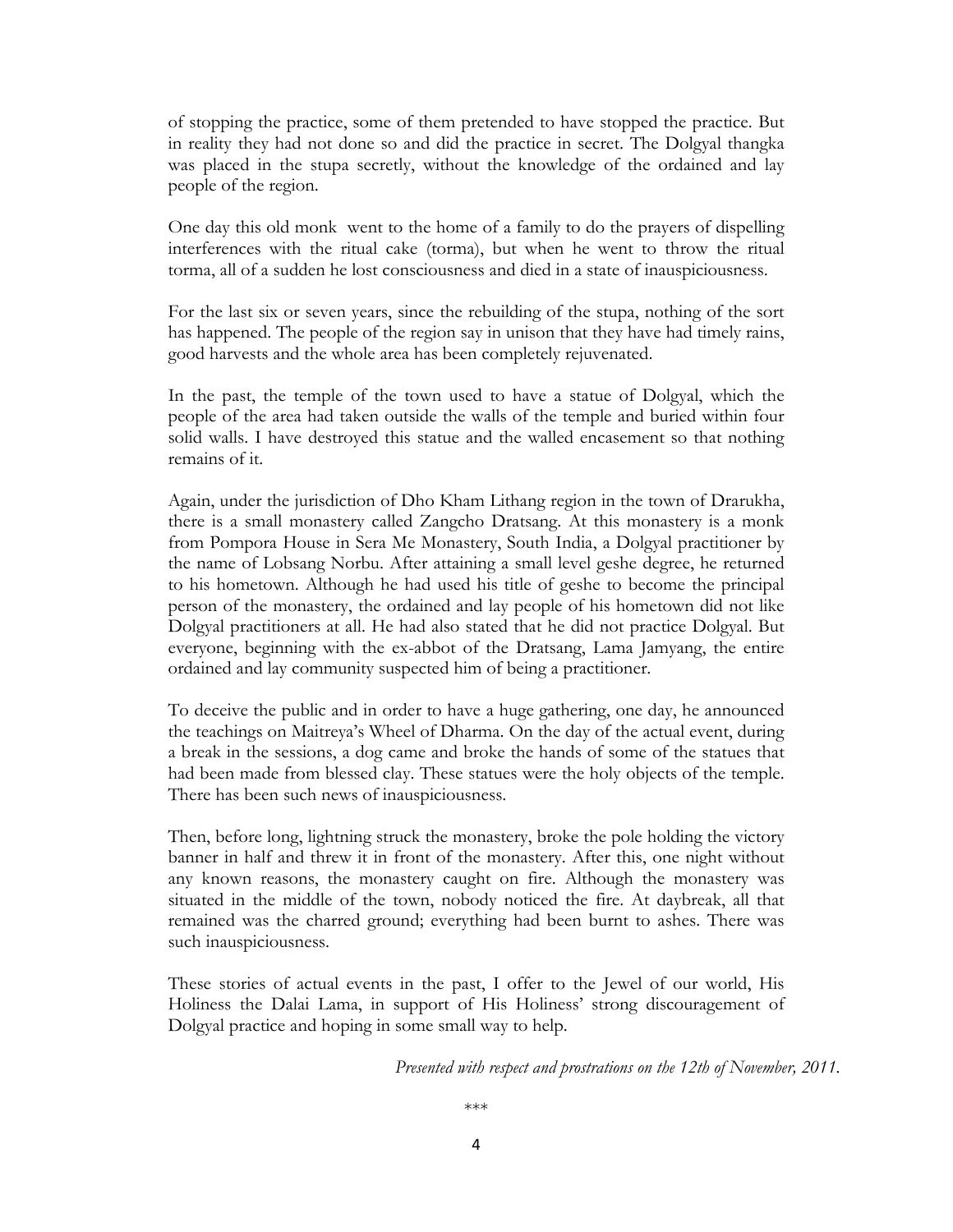of stopping the practice, some of them pretended to have stopped the practice. But in reality they had not done so and did the practice in secret. The Dolgyal thangka was placed in the stupa secretly, without the knowledge of the ordained and lay people of the region.

One day this old monk went to the home of a family to do the prayers of dispelling interferences with the ritual cake (torma), but when he went to throw the ritual torma, all of a sudden he lost consciousness and died in a state of inauspiciousness.

For the last six or seven years, since the rebuilding of the stupa, nothing of the sort has happened. The people of the region say in unison that they have had timely rains, good harvests and the whole area has been completely rejuvenated.

In the past, the temple of the town used to have a statue of Dolgyal, which the people of the area had taken outside the walls of the temple and buried within four solid walls. I have destroyed this statue and the walled encasement so that nothing remains of it.

Again, under the jurisdiction of Dho Kham Lithang region in the town of Drarukha, there is a small monastery called Zangcho Dratsang. At this monastery is a monk from Pompora House in Sera Me Monastery, South India, a Dolgyal practitioner by the name of Lobsang Norbu. After attaining a small level geshe degree, he returned to his hometown. Although he had used his title of geshe to become the principal person of the monastery, the ordained and lay people of his hometown did not like Dolgyal practitioners at all. He had also stated that he did not practice Dolgyal. But everyone, beginning with the ex-abbot of the Dratsang, Lama Jamyang, the entire ordained and lay community suspected him of being a practitioner.

To deceive the public and in order to have a huge gathering, one day, he announced the teachings on Maitreya's Wheel of Dharma. On the day of the actual event, during a break in the sessions, a dog came and broke the hands of some of the statues that had been made from blessed clay. These statues were the holy objects of the temple. There has been such news of inauspiciousness.

Then, before long, lightning struck the monastery, broke the pole holding the victory banner in half and threw it in front of the monastery. After this, one night without any known reasons, the monastery caught on fire. Although the monastery was situated in the middle of the town, nobody noticed the fire. At daybreak, all that remained was the charred ground; everything had been burnt to ashes. There was such inauspiciousness.

These stories of actual events in the past, I offer to the Jewel of our world, His Holiness the Dalai Lama, in support of His Holiness' strong discouragement of Dolgyal practice and hoping in some small way to help.

*Presented with respect and prostrations on the 12th of November, 2011.*

***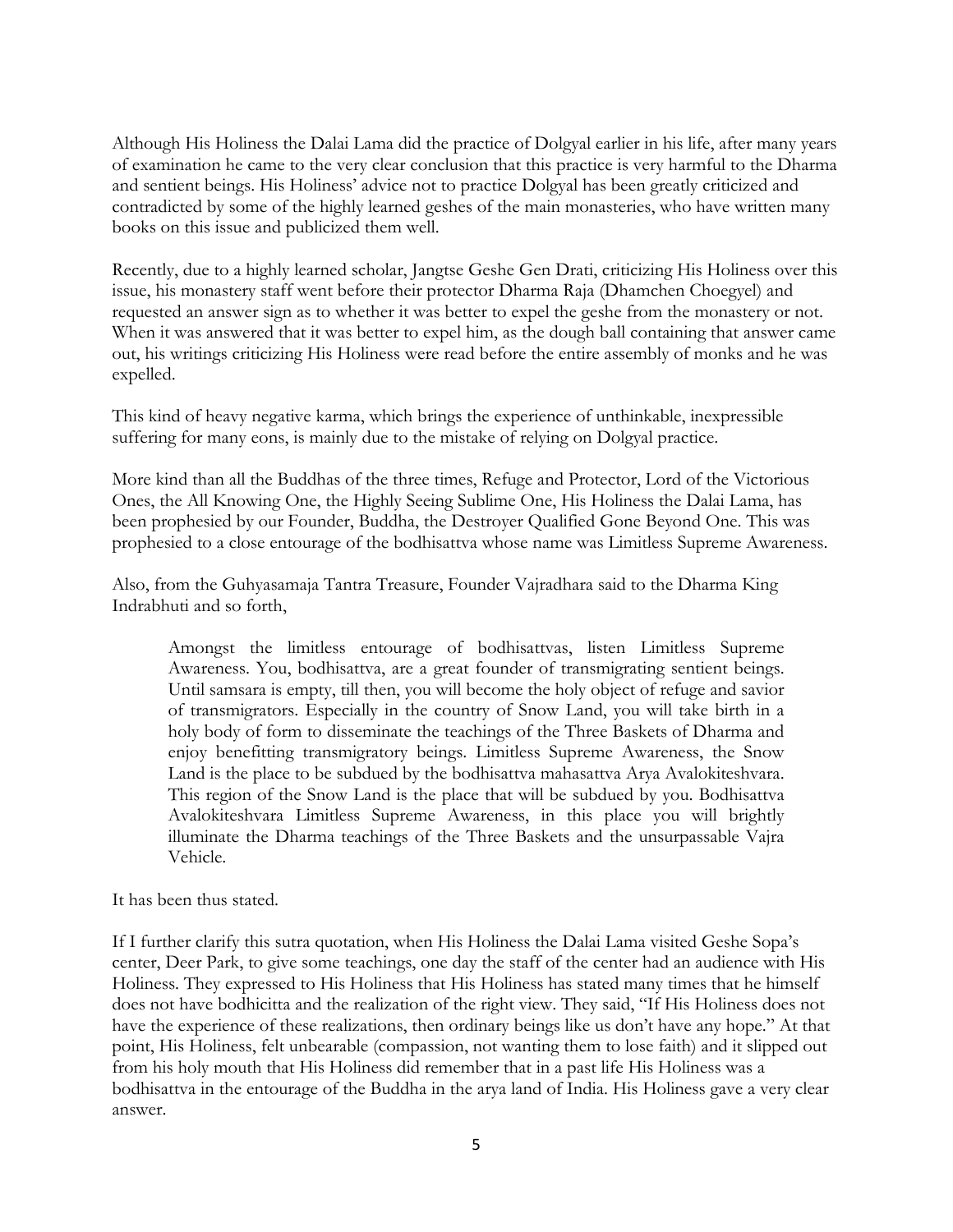Although His Holiness the Dalai Lama did the practice of Dolgyal earlier in his life, after many years of examination he came to the very clear conclusion that this practice is very harmful to the Dharma and sentient beings. His Holiness' advice not to practice Dolgyal has been greatly criticized and contradicted by some of the highly learned geshes of the main monasteries, who have written many books on this issue and publicized them well.

Recently, due to a highly learned scholar, Jangtse Geshe Gen Drati, criticizing His Holiness over this issue, his monastery staff went before their protector Dharma Raja (Dhamchen Choegyel) and requested an answer sign as to whether it was better to expel the geshe from the monastery or not. When it was answered that it was better to expel him, as the dough ball containing that answer came out, his writings criticizing His Holiness were read before the entire assembly of monks and he was expelled.

This kind of heavy negative karma, which brings the experience of unthinkable, inexpressible suffering for many eons, is mainly due to the mistake of relying on Dolgyal practice.

More kind than all the Buddhas of the three times, Refuge and Protector, Lord of the Victorious Ones, the All Knowing One, the Highly Seeing Sublime One, His Holiness the Dalai Lama, has been prophesied by our Founder, Buddha, the Destroyer Qualified Gone Beyond One. This was prophesied to a close entourage of the bodhisattva whose name was Limitless Supreme Awareness.

Also, from the Guhyasamaja Tantra Treasure, Founder Vajradhara said to the Dharma King Indrabhuti and so forth,

> Amongst the limitless entourage of bodhisattvas, listen Limitless Supreme Awareness. You, bodhisattva, are a great founder of transmigrating sentient beings. Until samsara is empty, till then, you will become the holy object of refuge and savior of transmigrators. Especially in the country of Snow Land, you will take birth in a holy body of form to disseminate the teachings of the Three Baskets of Dharma and enjoy benefitting transmigratory beings. Limitless Supreme Awareness, the Snow Land is the place to be subdued by the bodhisattva mahasattva Arya Avalokiteshvara. This region of the Snow Land is the place that will be subdued by you. Bodhisattva Avalokiteshvara Limitless Supreme Awareness, in this place you will brightly illuminate the Dharma teachings of the Three Baskets and the unsurpassable Vajra Vehicle.

It has been thus stated.

If I further clarify this sutra quotation, when His Holiness the Dalai Lama visited Geshe Sopa's center, Deer Park, to give some teachings, one day the staff of the center had an audience with His Holiness. They expressed to His Holiness that His Holiness has stated many times that he himself does not have bodhicitta and the realization of the right view. They said, "If His Holiness does not have the experience of these realizations, then ordinary beings like us don't have any hope." At that point, His Holiness, felt unbearable (compassion, not wanting them to lose faith) and it slipped out from his holy mouth that His Holiness did remember that in a past life His Holiness was a bodhisattva in the entourage of the Buddha in the arya land of India. His Holiness gave a very clear answer.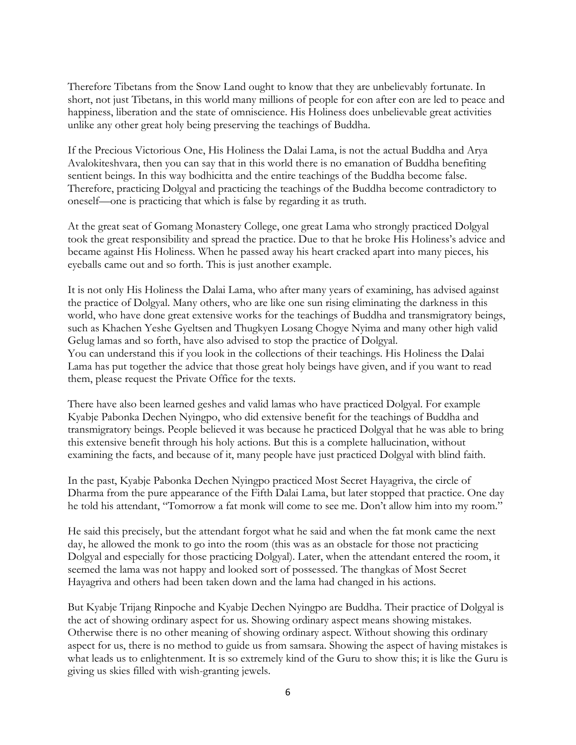Therefore Tibetans from the Snow Land ought to know that they are unbelievably fortunate. In short, not just Tibetans, in this world many millions of people for eon after eon are led to peace and happiness, liberation and the state of omniscience. His Holiness does unbelievable great activities unlike any other great holy being preserving the teachings of Buddha.

If the Precious Victorious One, His Holiness the Dalai Lama, is not the actual Buddha and Arya Avalokiteshvara, then you can say that in this world there is no emanation of Buddha benefiting sentient beings. In this way bodhicitta and the entire teachings of the Buddha become false. Therefore, practicing Dolgyal and practicing the teachings of the Buddha become contradictory to oneself—one is practicing that which is false by regarding it as truth.

At the great seat of Gomang Monastery College, one great Lama who strongly practiced Dolgyal took the great responsibility and spread the practice. Due to that he broke His Holiness's advice and became against His Holiness. When he passed away his heart cracked apart into many pieces, his eyeballs came out and so forth. This is just another example.

It is not only His Holiness the Dalai Lama, who after many years of examining, has advised against the practice of Dolgyal. Many others, who are like one sun rising eliminating the darkness in this world, who have done great extensive works for the teachings of Buddha and transmigratory beings, such as Khachen Yeshe Gyeltsen and Thugkyen Losang Chogye Nyima and many other high valid Gelug lamas and so forth, have also advised to stop the practice of Dolgyal.
You can understand this if you look in the collections of their teachings. His Holiness the Dalai Lama has put together the advice that those great holy beings have given, and if you want to read them, please request the Private Office for the texts.

There have also been learned geshes and valid lamas who have practiced Dolgyal. For example Kyabje Pabonka Dechen Nyingpo, who did extensive benefit for the teachings of Buddha and transmigratory beings. People believed it was because he practiced Dolgyal that he was able to bring this extensive benefit through his holy actions. But this is a complete hallucination, without examining the facts, and because of it, many people have just practiced Dolgyal with blind faith.

In the past, Kyabje Pabonka Dechen Nyingpo practiced Most Secret Hayagriva, the circle of Dharma from the pure appearance of the Fifth Dalai Lama, but later stopped that practice. One day he told his attendant, "Tomorrow a fat monk will come to see me. Don't allow him into my room."

He said this precisely, but the attendant forgot what he said and when the fat monk came the next day, he allowed the monk to go into the room (this was as an obstacle for those not practicing Dolgyal and especially for those practicing Dolgyal). Later, when the attendant entered the room, it seemed the lama was not happy and looked sort of possessed. The thangkas of Most Secret Hayagriva and others had been taken down and the lama had changed in his actions.

But Kyabje Trijang Rinpoche and Kyabje Dechen Nyingpo are Buddha. Their practice of Dolgyal is the act of showing ordinary aspect for us. Showing ordinary aspect means showing mistakes. Otherwise there is no other meaning of showing ordinary aspect. Without showing this ordinary aspect for us, there is no method to guide us from samsara. Showing the aspect of having mistakes is what leads us to enlightenment. It is so extremely kind of the Guru to show this; it is like the Guru is giving us skies filled with wish-granting jewels.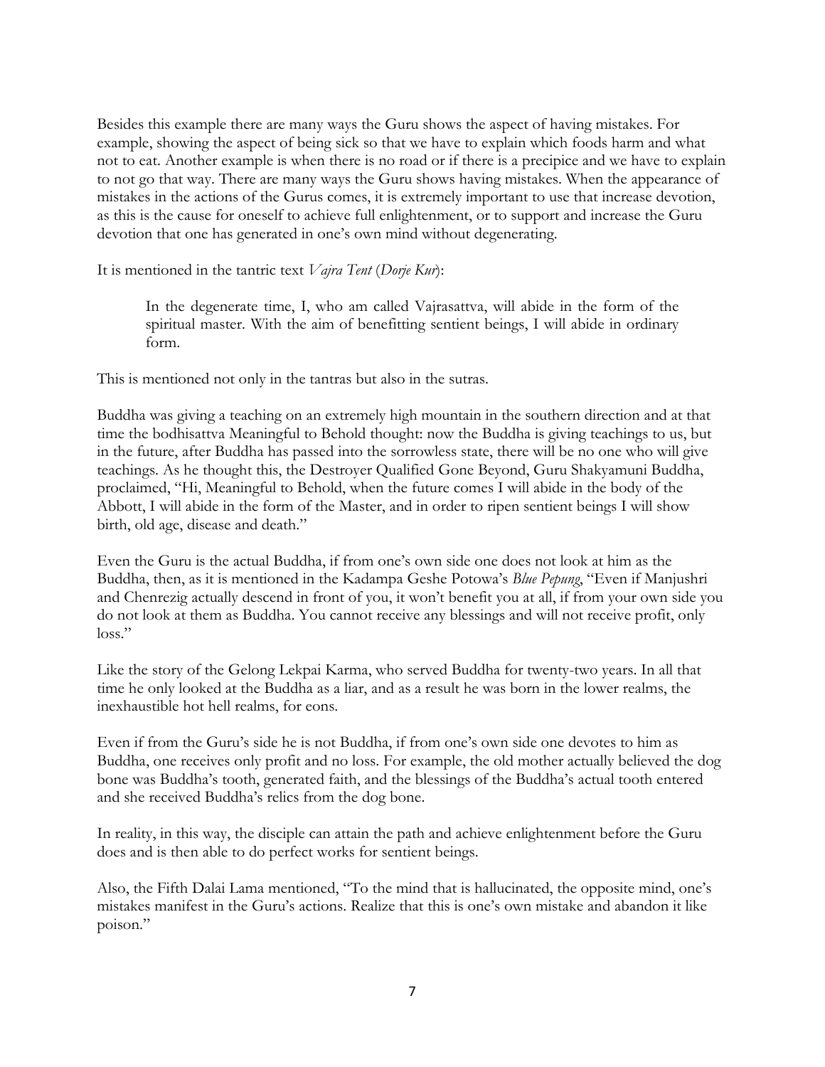Besides this example there are many ways the Guru shows the aspect of having mistakes. For example, showing the aspect of being sick so that we have to explain which foods harm and what not to eat. Another example is when there is no road or if there is a precipice and we have to explain to not go that way. There are many ways the Guru shows having mistakes. When the appearance of mistakes in the actions of the Gurus comes, it is extremely important to use that increase devotion, as this is the cause for oneself to achieve full enlightenment, or to support and increase the Guru devotion that one has generated in one's own mind without degenerating.

It is mentioned in the tantric text *Vajra Tent* (*Dorje Kur*):

> In the degenerate time, I, who am called Vajrasattva, will abide in the form of the spiritual master. With the aim of benefitting sentient beings, I will abide in ordinary form.

This is mentioned not only in the tantras but also in the sutras.

Buddha was giving a teaching on an extremely high mountain in the southern direction and at that time the bodhisattva Meaningful to Behold thought: now the Buddha is giving teachings to us, but in the future, after Buddha has passed into the sorrowless state, there will be no one who will give teachings. As he thought this, the Destroyer Qualified Gone Beyond, Guru Shakyamuni Buddha, proclaimed, "Hi, Meaningful to Behold, when the future comes I will abide in the body of the Abbott, I will abide in the form of the Master, and in order to ripen sentient beings I will show birth, old age, disease and death."

Even the Guru is the actual Buddha, if from one's own side one does not look at him as the Buddha, then, as it is mentioned in the Kadampa Geshe Potowa's *Blue Pepung*, "Even if Manjushri and Chenrezig actually descend in front of you, it won't benefit you at all, if from your own side you do not look at them as Buddha. You cannot receive any blessings and will not receive profit, only loss."

Like the story of the Gelong Lekpai Karma, who served Buddha for twenty-two years. In all that time he only looked at the Buddha as a liar, and as a result he was born in the lower realms, the inexhaustible hot hell realms, for eons.

Even if from the Guru's side he is not Buddha, if from one's own side one devotes to him as Buddha, one receives only profit and no loss. For example, the old mother actually believed the dog bone was Buddha's tooth, generated faith, and the blessings of the Buddha's actual tooth entered and she received Buddha's relics from the dog bone.

In reality, in this way, the disciple can attain the path and achieve enlightenment before the Guru does and is then able to do perfect works for sentient beings.

Also, the Fifth Dalai Lama mentioned, "To the mind that is hallucinated, the opposite mind, one's mistakes manifest in the Guru's actions. Realize that this is one's own mistake and abandon it like poison."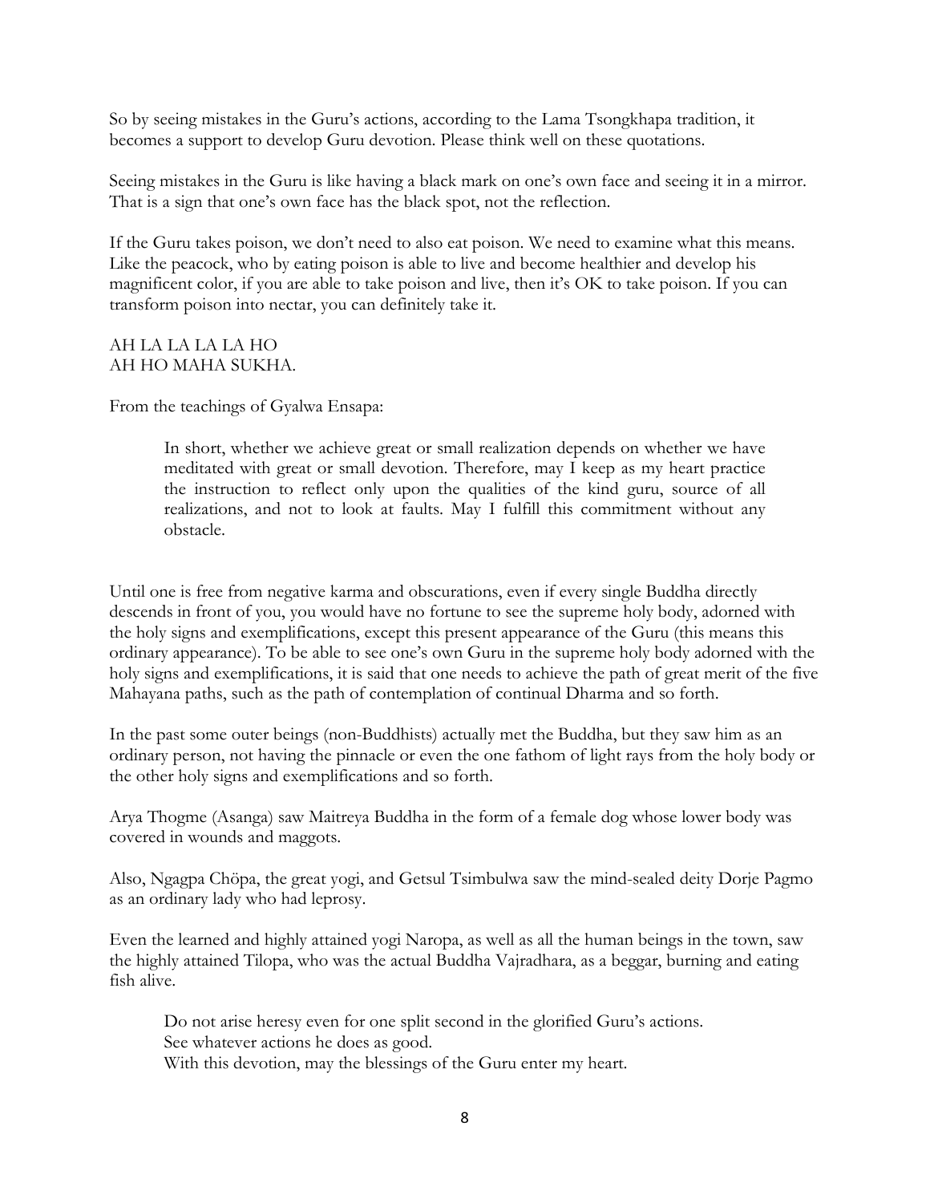So by seeing mistakes in the Guru's actions, according to the Lama Tsongkhapa tradition, it becomes a support to develop Guru devotion. Please think well on these quotations.

Seeing mistakes in the Guru is like having a black mark on one's own face and seeing it in a mirror. That is a sign that one's own face has the black spot, not the reflection.

If the Guru takes poison, we don't need to also eat poison. We need to examine what this means. Like the peacock, who by eating poison is able to live and become healthier and develop his magnificent color, if you are able to take poison and live, then it's OK to take poison. If you can transform poison into nectar, you can definitely take it.

AH LA LA LA LA HO
AH HO MAHA SUKHA.

From the teachings of Gyalwa Ensapa:

> In short, whether we achieve great or small realization depends on whether we have meditated with great or small devotion. Therefore, may I keep as my heart practice the instruction to reflect only upon the qualities of the kind guru, source of all realizations, and not to look at faults. May I fulfill this commitment without any obstacle.

Until one is free from negative karma and obscurations, even if every single Buddha directly descends in front of you, you would have no fortune to see the supreme holy body, adorned with the holy signs and exemplifications, except this present appearance of the Guru (this means this ordinary appearance). To be able to see one's own Guru in the supreme holy body adorned with the holy signs and exemplifications, it is said that one needs to achieve the path of great merit of the five Mahayana paths, such as the path of contemplation of continual Dharma and so forth.

In the past some outer beings (non-Buddhists) actually met the Buddha, but they saw him as an ordinary person, not having the pinnacle or even the one fathom of light rays from the holy body or the other holy signs and exemplifications and so forth.

Arya Thogme (Asanga) saw Maitreya Buddha in the form of a female dog whose lower body was covered in wounds and maggots.

Also, Ngagpa Chöpa, the great yogi, and Getsul Tsimbulwa saw the mind-sealed deity Dorje Pagmo as an ordinary lady who had leprosy.

Even the learned and highly attained yogi Naropa, as well as all the human beings in the town, saw the highly attained Tilopa, who was the actual Buddha Vajradhara, as a beggar, burning and eating fish alive.

> Do not arise heresy even for one split second in the glorified Guru's actions.
> See whatever actions he does as good.
> With this devotion, may the blessings of the Guru enter my heart.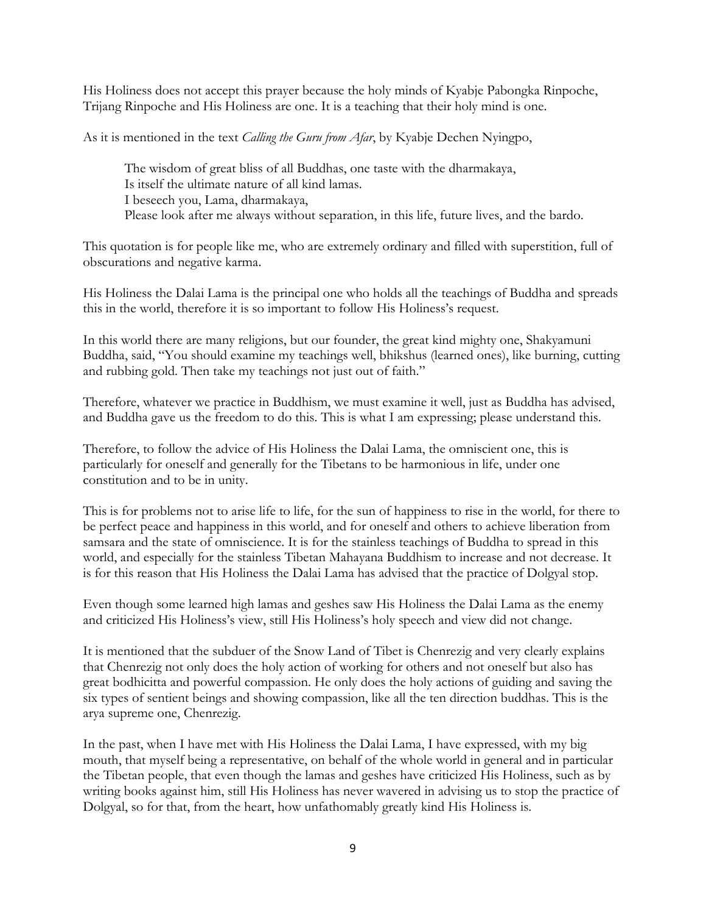His Holiness does not accept this prayer because the holy minds of Kyabje Pabongka Rinpoche, Trijang Rinpoche and His Holiness are one. It is a teaching that their holy mind is one.

As it is mentioned in the text *Calling the Guru from Afar*, by Kyabje Dechen Nyingpo,

> The wisdom of great bliss of all Buddhas, one taste with the dharmakaya,
> Is itself the ultimate nature of all kind lamas.
> I beseech you, Lama, dharmakaya,
> Please look after me always without separation, in this life, future lives, and the bardo.

This quotation is for people like me, who are extremely ordinary and filled with superstition, full of obscurations and negative karma.

His Holiness the Dalai Lama is the principal one who holds all the teachings of Buddha and spreads this in the world, therefore it is so important to follow His Holiness's request.

In this world there are many religions, but our founder, the great kind mighty one, Shakyamuni Buddha, said, "You should examine my teachings well, bhikshus (learned ones), like burning, cutting and rubbing gold. Then take my teachings not just out of faith."

Therefore, whatever we practice in Buddhism, we must examine it well, just as Buddha has advised, and Buddha gave us the freedom to do this. This is what I am expressing; please understand this.

Therefore, to follow the advice of His Holiness the Dalai Lama, the omniscient one, this is particularly for oneself and generally for the Tibetans to be harmonious in life, under one constitution and to be in unity.

This is for problems not to arise life to life, for the sun of happiness to rise in the world, for there to be perfect peace and happiness in this world, and for oneself and others to achieve liberation from samsara and the state of omniscience. It is for the stainless teachings of Buddha to spread in this world, and especially for the stainless Tibetan Mahayana Buddhism to increase and not decrease. It is for this reason that His Holiness the Dalai Lama has advised that the practice of Dolgyal stop.

Even though some learned high lamas and geshes saw His Holiness the Dalai Lama as the enemy and criticized His Holiness's view, still His Holiness's holy speech and view did not change.

It is mentioned that the subduer of the Snow Land of Tibet is Chenrezig and very clearly explains that Chenrezig not only does the holy action of working for others and not oneself but also has great bodhicitta and powerful compassion. He only does the holy actions of guiding and saving the six types of sentient beings and showing compassion, like all the ten direction buddhas. This is the arya supreme one, Chenrezig.

In the past, when I have met with His Holiness the Dalai Lama, I have expressed, with my big mouth, that myself being a representative, on behalf of the whole world in general and in particular the Tibetan people, that even though the lamas and geshes have criticized His Holiness, such as by writing books against him, still His Holiness has never wavered in advising us to stop the practice of Dolgyal, so for that, from the heart, how unfathomably greatly kind His Holiness is.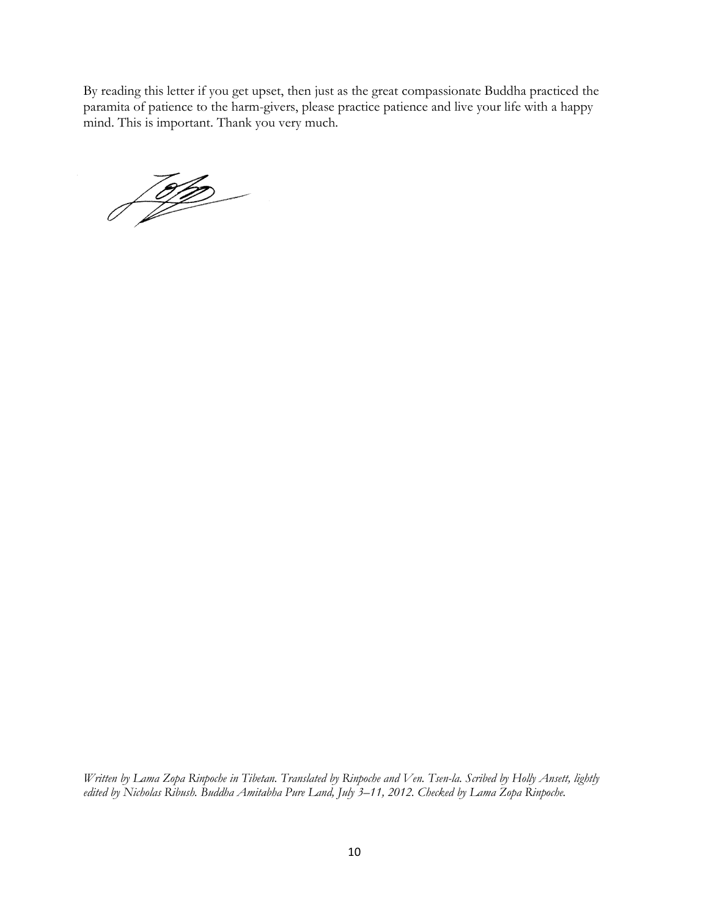By reading this letter if you get upset, then just as the great compassionate Buddha practiced the paramita of patience to the harm-givers, please practice patience and live your life with a happy mind. This is important. Thank you very much.

*Written by Lama Zopa Rinpoche in Tibetan. Translated by Rinpoche and Ven. Tsen-la. Scribed by Holly Ansett, lightly edited by Nicholas Ribush. Buddha Amitabha Pure Land, July 3–11, 2012. Checked by Lama Zopa Rinpoche.*